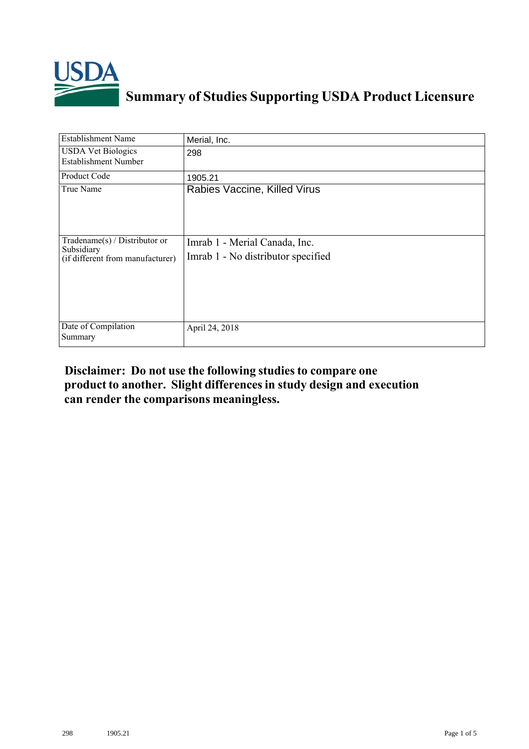# Summary of Studies Supporting USDA Product Licensure

| | |
|---|---|
| Establishment Name | Merial, Inc. |
| USDA Vet Biologics Establishment Number | 298 |
| Product Code | 1905.21 |
| True Name | Rabies Vaccine, Killed Virus |
| Tradename(s) / Distributor or Subsidiary (if different from manufacturer) | Imrab 1 - Merial Canada, Inc.<br>Imrab 1 - No distributor specified |
| Date of Compilation Summary | April 24, 2018 |

**Disclaimer: Do not use the following studies to compare one product to another. Slight differences in study design and execution can render the comparisons meaningless.**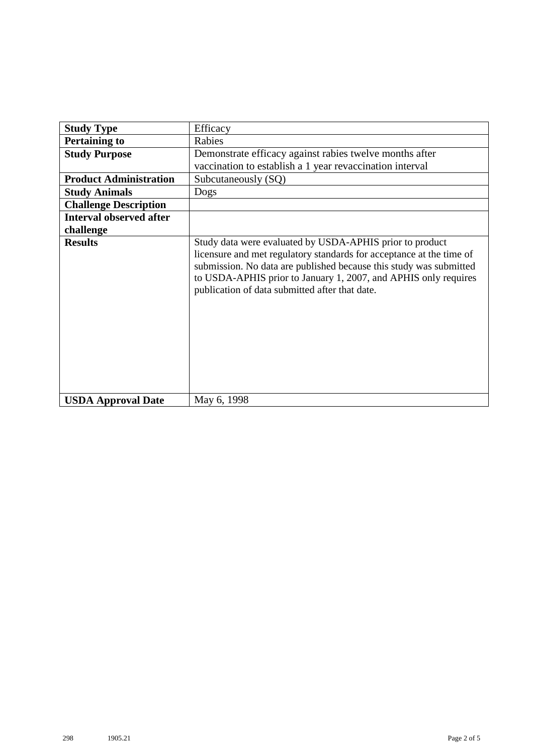| | |
|---|---|
| **Study Type** | Efficacy |
| **Pertaining to** | Rabies |
| **Study Purpose** | Demonstrate efficacy against rabies twelve months after vaccination to establish a 1 year revaccination interval |
| **Product Administration** | Subcutaneously (SQ) |
| **Study Animals** | Dogs |
| **Challenge Description** | |
| **Interval observed after challenge** | |
| **Results** | Study data were evaluated by USDA-APHIS prior to product licensure and met regulatory standards for acceptance at the time of submission. No data are published because this study was submitted to USDA-APHIS prior to January 1, 2007, and APHIS only requires publication of data submitted after that date. |
| **USDA Approval Date** | May 6, 1998 |

298 1905.21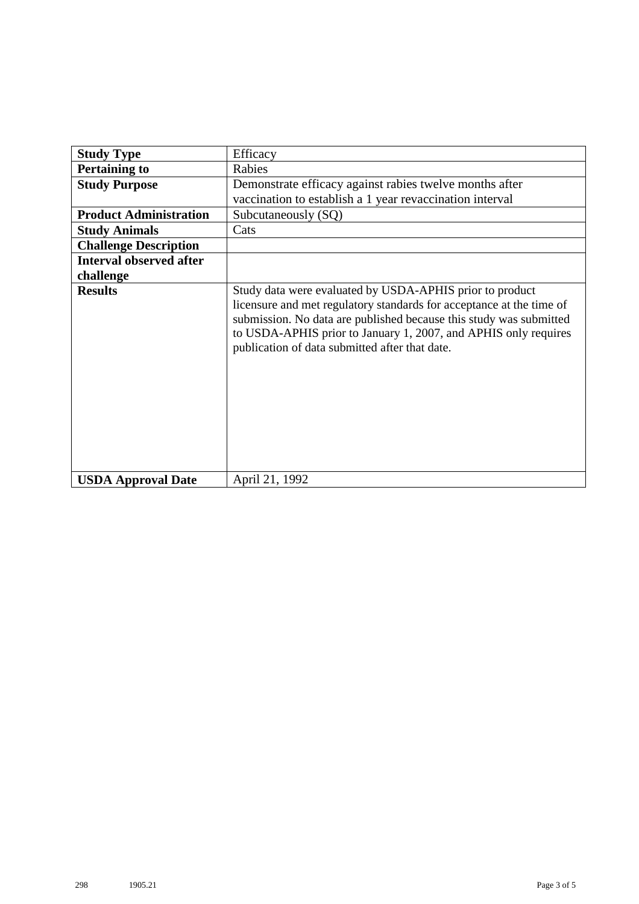| | |
|---|---|
| **Study Type** | Efficacy |
| **Pertaining to** | Rabies |
| **Study Purpose** | Demonstrate efficacy against rabies twelve months after vaccination to establish a 1 year revaccination interval |
| **Product Administration** | Subcutaneously (SQ) |
| **Study Animals** | Cats |
| **Challenge Description** | |
| **Interval observed after challenge** | |
| **Results** | Study data were evaluated by USDA-APHIS prior to product licensure and met regulatory standards for acceptance at the time of submission. No data are published because this study was submitted to USDA-APHIS prior to January 1, 2007, and APHIS only requires publication of data submitted after that date. |
| **USDA Approval Date** | April 21, 1992 |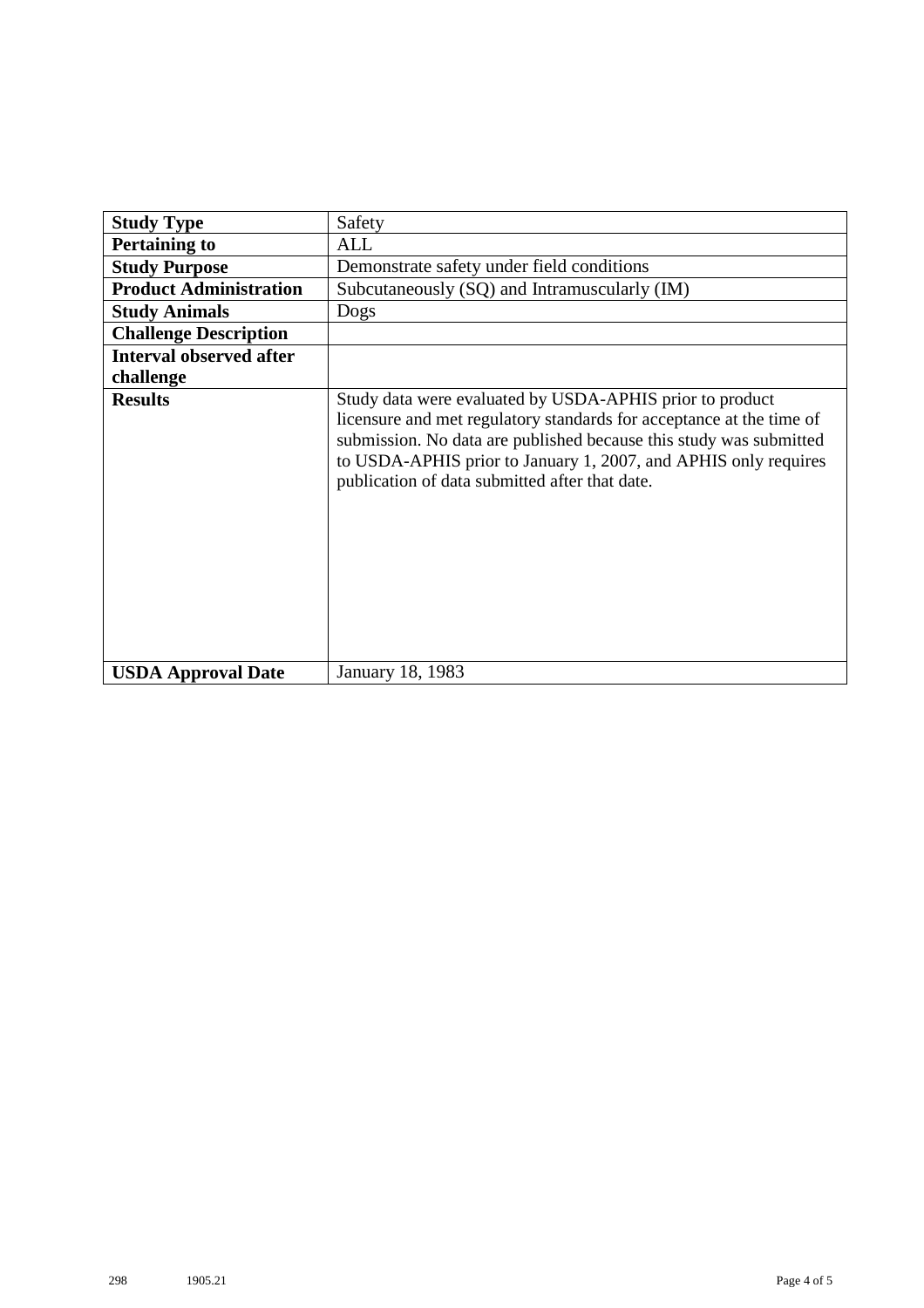| | |
|---|---|
| **Study Type** | Safety |
| **Pertaining to** | ALL |
| **Study Purpose** | Demonstrate safety under field conditions |
| **Product Administration** | Subcutaneously (SQ) and Intramuscularly (IM) |
| **Study Animals** | Dogs |
| **Challenge Description** | |
| **Interval observed after challenge** | |
| **Results** | Study data were evaluated by USDA-APHIS prior to product licensure and met regulatory standards for acceptance at the time of submission. No data are published because this study was submitted to USDA-APHIS prior to January 1, 2007, and APHIS only requires publication of data submitted after that date. |
| **USDA Approval Date** | January 18, 1983 |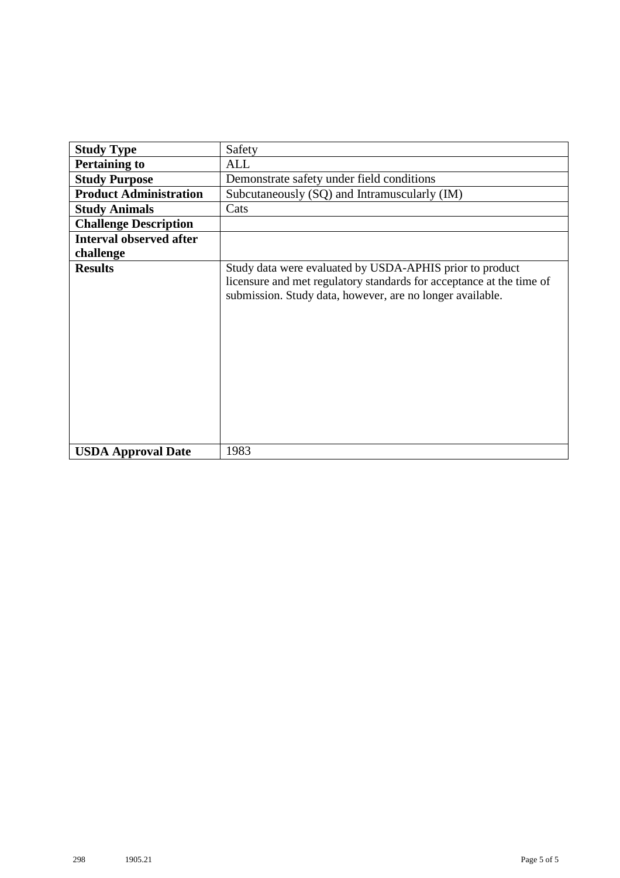| | |
|---|---|
| **Study Type** | Safety |
| **Pertaining to** | ALL |
| **Study Purpose** | Demonstrate safety under field conditions |
| **Product Administration** | Subcutaneously (SQ) and Intramuscularly (IM) |
| **Study Animals** | Cats |
| **Challenge Description** | |
| **Interval observed after challenge** | |
| **Results** | Study data were evaluated by USDA-APHIS prior to product licensure and met regulatory standards for acceptance at the time of submission. Study data, however, are no longer available. |
| **USDA Approval Date** | 1983 |

298 1905.21